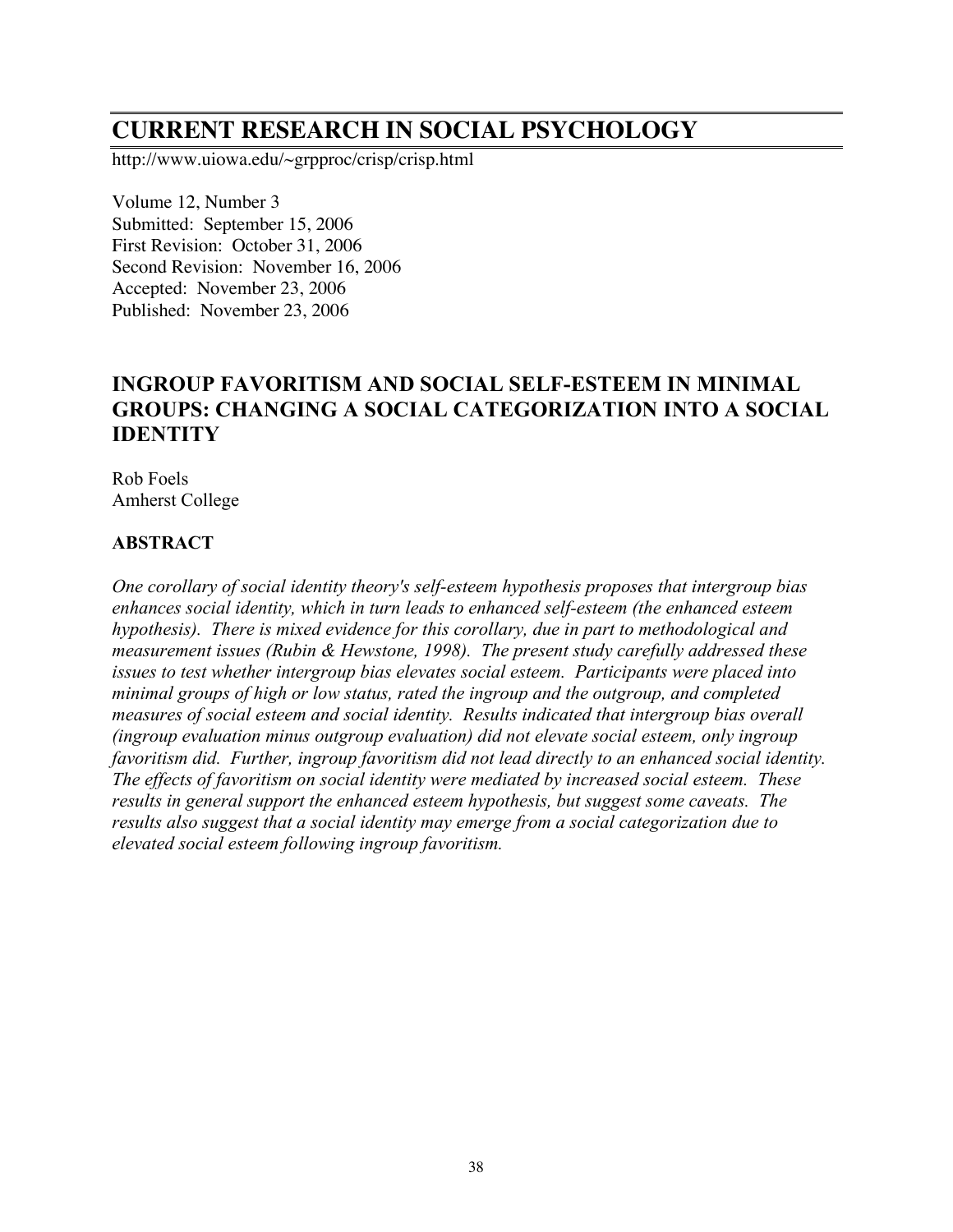# CURRENT RESEARCH IN SOCIAL PSYCHOLOGY

http://www.uiowa.edu/~grpproc/crisp/crisp.html

Volume 12, Number 3
Submitted: September 15, 2006
First Revision: October 31, 2006
Second Revision: November 16, 2006
Accepted: November 23, 2006
Published: November 23, 2006

## INGROUP FAVORITISM AND SOCIAL SELF-ESTEEM IN MINIMAL GROUPS: CHANGING A SOCIAL CATEGORIZATION INTO A SOCIAL IDENTITY

Rob Foels
Amherst College

### ABSTRACT

*One corollary of social identity theory's self-esteem hypothesis proposes that intergroup bias enhances social identity, which in turn leads to enhanced self-esteem (the enhanced esteem hypothesis). There is mixed evidence for this corollary, due in part to methodological and measurement issues (Rubin & Hewstone, 1998). The present study carefully addressed these issues to test whether intergroup bias elevates social esteem. Participants were placed into minimal groups of high or low status, rated the ingroup and the outgroup, and completed measures of social esteem and social identity. Results indicated that intergroup bias overall (ingroup evaluation minus outgroup evaluation) did not elevate social esteem, only ingroup favoritism did. Further, ingroup favoritism did not lead directly to an enhanced social identity. The effects of favoritism on social identity were mediated by increased social esteem. These results in general support the enhanced esteem hypothesis, but suggest some caveats. The results also suggest that a social identity may emerge from a social categorization due to elevated social esteem following ingroup favoritism.*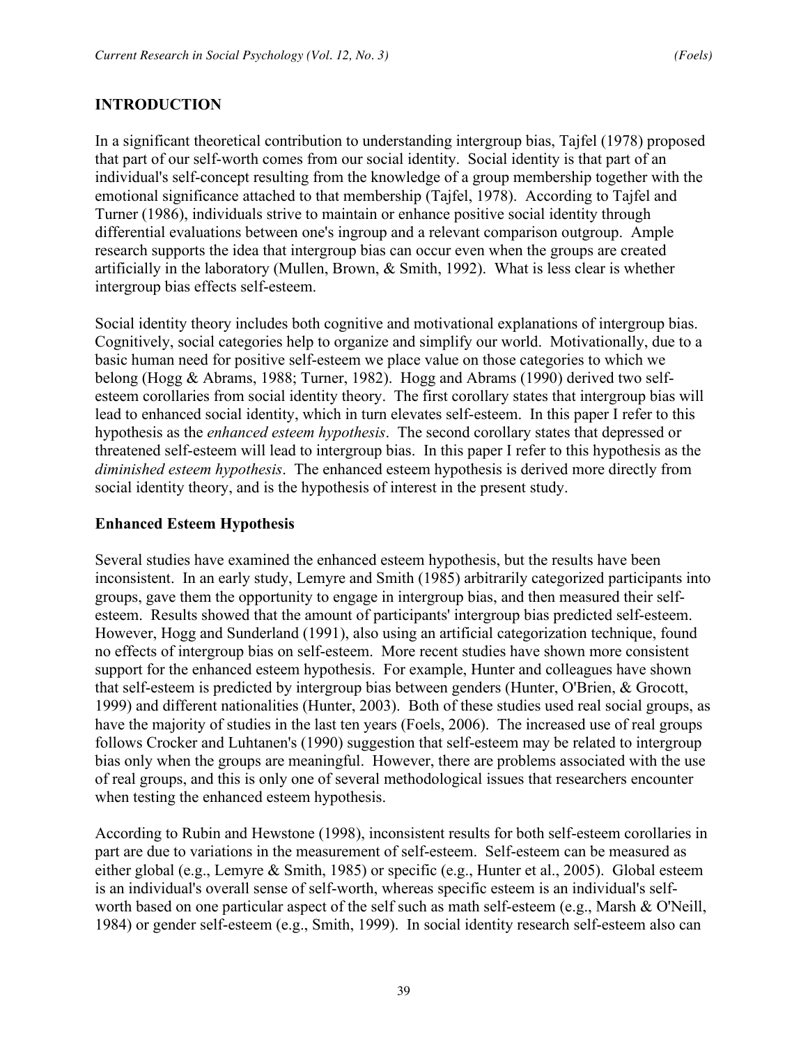## INTRODUCTION

In a significant theoretical contribution to understanding intergroup bias, Tajfel (1978) proposed that part of our self-worth comes from our social identity. Social identity is that part of an individual's self-concept resulting from the knowledge of a group membership together with the emotional significance attached to that membership (Tajfel, 1978). According to Tajfel and Turner (1986), individuals strive to maintain or enhance positive social identity through differential evaluations between one's ingroup and a relevant comparison outgroup. Ample research supports the idea that intergroup bias can occur even when the groups are created artificially in the laboratory (Mullen, Brown, & Smith, 1992). What is less clear is whether intergroup bias effects self-esteem.

Social identity theory includes both cognitive and motivational explanations of intergroup bias. Cognitively, social categories help to organize and simplify our world. Motivationally, due to a basic human need for positive self-esteem we place value on those categories to which we belong (Hogg & Abrams, 1988; Turner, 1982). Hogg and Abrams (1990) derived two self-esteem corollaries from social identity theory. The first corollary states that intergroup bias will lead to enhanced social identity, which in turn elevates self-esteem. In this paper I refer to this hypothesis as the *enhanced esteem hypothesis*. The second corollary states that depressed or threatened self-esteem will lead to intergroup bias. In this paper I refer to this hypothesis as the *diminished esteem hypothesis*. The enhanced esteem hypothesis is derived more directly from social identity theory, and is the hypothesis of interest in the present study.

### Enhanced Esteem Hypothesis

Several studies have examined the enhanced esteem hypothesis, but the results have been inconsistent. In an early study, Lemyre and Smith (1985) arbitrarily categorized participants into groups, gave them the opportunity to engage in intergroup bias, and then measured their self-esteem. Results showed that the amount of participants' intergroup bias predicted self-esteem. However, Hogg and Sunderland (1991), also using an artificial categorization technique, found no effects of intergroup bias on self-esteem. More recent studies have shown more consistent support for the enhanced esteem hypothesis. For example, Hunter and colleagues have shown that self-esteem is predicted by intergroup bias between genders (Hunter, O'Brien, & Grocott, 1999) and different nationalities (Hunter, 2003). Both of these studies used real social groups, as have the majority of studies in the last ten years (Foels, 2006). The increased use of real groups follows Crocker and Luhtanen's (1990) suggestion that self-esteem may be related to intergroup bias only when the groups are meaningful. However, there are problems associated with the use of real groups, and this is only one of several methodological issues that researchers encounter when testing the enhanced esteem hypothesis.

According to Rubin and Hewstone (1998), inconsistent results for both self-esteem corollaries in part are due to variations in the measurement of self-esteem. Self-esteem can be measured as either global (e.g., Lemyre & Smith, 1985) or specific (e.g., Hunter et al., 2005). Global esteem is an individual's overall sense of self-worth, whereas specific esteem is an individual's self-worth based on one particular aspect of the self such as math self-esteem (e.g., Marsh & O'Neill, 1984) or gender self-esteem (e.g., Smith, 1999). In social identity research self-esteem also can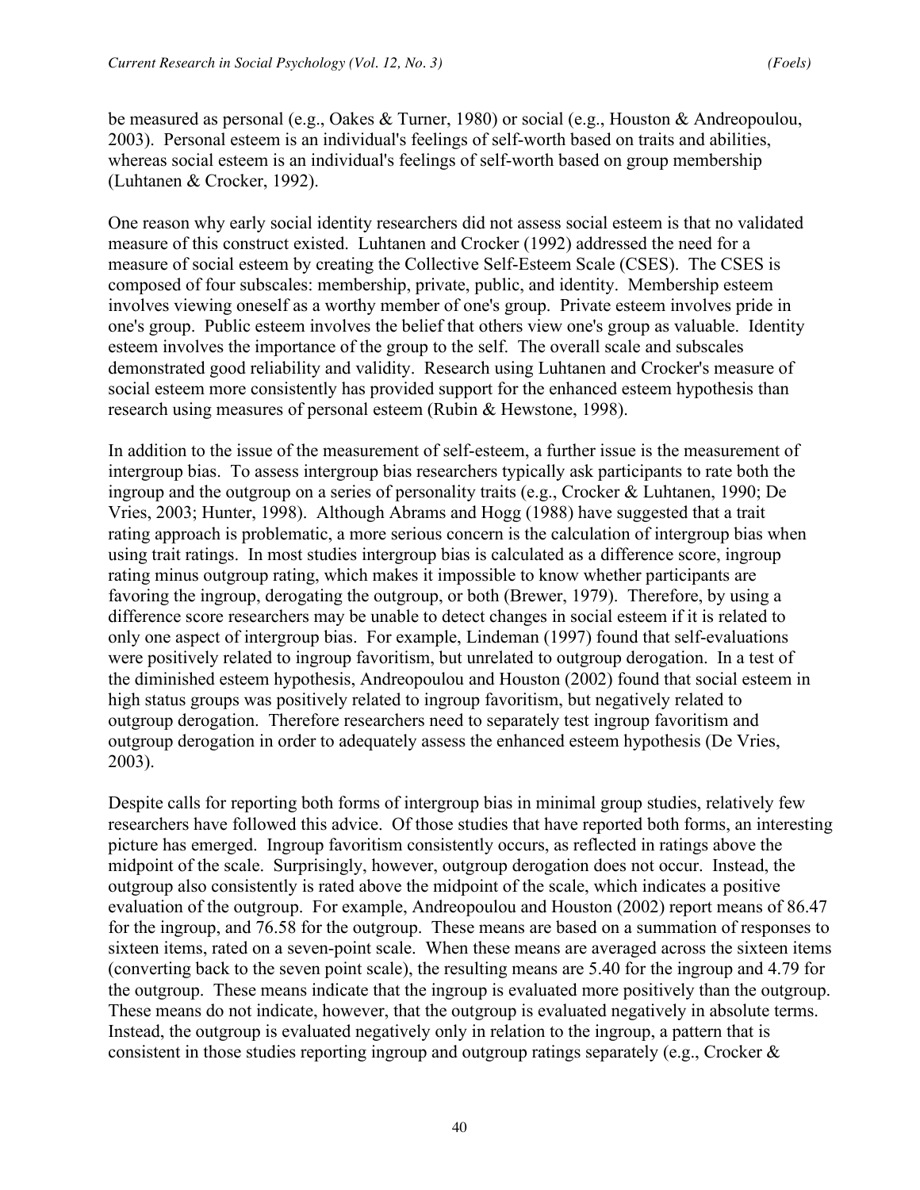be measured as personal (e.g., Oakes & Turner, 1980) or social (e.g., Houston & Andreopoulou, 2003). Personal esteem is an individual's feelings of self-worth based on traits and abilities, whereas social esteem is an individual's feelings of self-worth based on group membership (Luhtanen & Crocker, 1992).

One reason why early social identity researchers did not assess social esteem is that no validated measure of this construct existed. Luhtanen and Crocker (1992) addressed the need for a measure of social esteem by creating the Collective Self-Esteem Scale (CSES). The CSES is composed of four subscales: membership, private, public, and identity. Membership esteem involves viewing oneself as a worthy member of one's group. Private esteem involves pride in one's group. Public esteem involves the belief that others view one's group as valuable. Identity esteem involves the importance of the group to the self. The overall scale and subscales demonstrated good reliability and validity. Research using Luhtanen and Crocker's measure of social esteem more consistently has provided support for the enhanced esteem hypothesis than research using measures of personal esteem (Rubin & Hewstone, 1998).

In addition to the issue of the measurement of self-esteem, a further issue is the measurement of intergroup bias. To assess intergroup bias researchers typically ask participants to rate both the ingroup and the outgroup on a series of personality traits (e.g., Crocker & Luhtanen, 1990; De Vries, 2003; Hunter, 1998). Although Abrams and Hogg (1988) have suggested that a trait rating approach is problematic, a more serious concern is the calculation of intergroup bias when using trait ratings. In most studies intergroup bias is calculated as a difference score, ingroup rating minus outgroup rating, which makes it impossible to know whether participants are favoring the ingroup, derogating the outgroup, or both (Brewer, 1979). Therefore, by using a difference score researchers may be unable to detect changes in social esteem if it is related to only one aspect of intergroup bias. For example, Lindeman (1997) found that self-evaluations were positively related to ingroup favoritism, but unrelated to outgroup derogation. In a test of the diminished esteem hypothesis, Andreopoulou and Houston (2002) found that social esteem in high status groups was positively related to ingroup favoritism, but negatively related to outgroup derogation. Therefore researchers need to separately test ingroup favoritism and outgroup derogation in order to adequately assess the enhanced esteem hypothesis (De Vries, 2003).

Despite calls for reporting both forms of intergroup bias in minimal group studies, relatively few researchers have followed this advice. Of those studies that have reported both forms, an interesting picture has emerged. Ingroup favoritism consistently occurs, as reflected in ratings above the midpoint of the scale. Surprisingly, however, outgroup derogation does not occur. Instead, the outgroup also consistently is rated above the midpoint of the scale, which indicates a positive evaluation of the outgroup. For example, Andreopoulou and Houston (2002) report means of 86.47 for the ingroup, and 76.58 for the outgroup. These means are based on a summation of responses to sixteen items, rated on a seven-point scale. When these means are averaged across the sixteen items (converting back to the seven point scale), the resulting means are 5.40 for the ingroup and 4.79 for the outgroup. These means indicate that the ingroup is evaluated more positively than the outgroup. These means do not indicate, however, that the outgroup is evaluated negatively in absolute terms. Instead, the outgroup is evaluated negatively only in relation to the ingroup, a pattern that is consistent in those studies reporting ingroup and outgroup ratings separately (e.g., Crocker &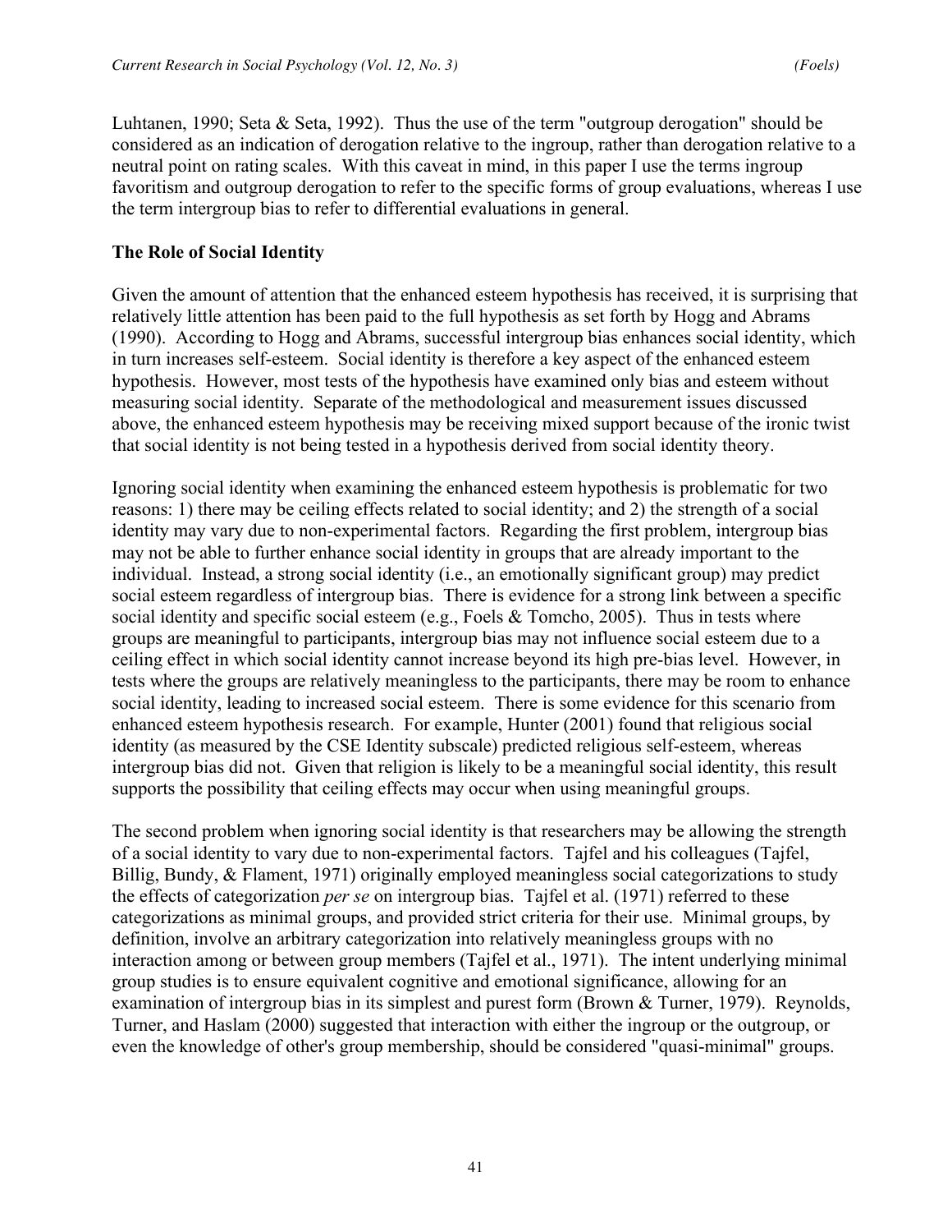Luhtanen, 1990; Seta & Seta, 1992). Thus the use of the term "outgroup derogation" should be considered as an indication of derogation relative to the ingroup, rather than derogation relative to a neutral point on rating scales. With this caveat in mind, in this paper I use the terms ingroup favoritism and outgroup derogation to refer to the specific forms of group evaluations, whereas I use the term intergroup bias to refer to differential evaluations in general.

**The Role of Social Identity**

Given the amount of attention that the enhanced esteem hypothesis has received, it is surprising that relatively little attention has been paid to the full hypothesis as set forth by Hogg and Abrams (1990). According to Hogg and Abrams, successful intergroup bias enhances social identity, which in turn increases self-esteem. Social identity is therefore a key aspect of the enhanced esteem hypothesis. However, most tests of the hypothesis have examined only bias and esteem without measuring social identity. Separate of the methodological and measurement issues discussed above, the enhanced esteem hypothesis may be receiving mixed support because of the ironic twist that social identity is not being tested in a hypothesis derived from social identity theory.

Ignoring social identity when examining the enhanced esteem hypothesis is problematic for two reasons: 1) there may be ceiling effects related to social identity; and 2) the strength of a social identity may vary due to non-experimental factors. Regarding the first problem, intergroup bias may not be able to further enhance social identity in groups that are already important to the individual. Instead, a strong social identity (i.e., an emotionally significant group) may predict social esteem regardless of intergroup bias. There is evidence for a strong link between a specific social identity and specific social esteem (e.g., Foels & Tomcho, 2005). Thus in tests where groups are meaningful to participants, intergroup bias may not influence social esteem due to a ceiling effect in which social identity cannot increase beyond its high pre-bias level. However, in tests where the groups are relatively meaningless to the participants, there may be room to enhance social identity, leading to increased social esteem. There is some evidence for this scenario from enhanced esteem hypothesis research. For example, Hunter (2001) found that religious social identity (as measured by the CSE Identity subscale) predicted religious self-esteem, whereas intergroup bias did not. Given that religion is likely to be a meaningful social identity, this result supports the possibility that ceiling effects may occur when using meaningful groups.

The second problem when ignoring social identity is that researchers may be allowing the strength of a social identity to vary due to non-experimental factors. Tajfel and his colleagues (Tajfel, Billig, Bundy, & Flament, 1971) originally employed meaningless social categorizations to study the effects of categorization *per se* on intergroup bias. Tajfel et al. (1971) referred to these categorizations as minimal groups, and provided strict criteria for their use. Minimal groups, by definition, involve an arbitrary categorization into relatively meaningless groups with no interaction among or between group members (Tajfel et al., 1971). The intent underlying minimal group studies is to ensure equivalent cognitive and emotional significance, allowing for an examination of intergroup bias in its simplest and purest form (Brown & Turner, 1979). Reynolds, Turner, and Haslam (2000) suggested that interaction with either the ingroup or the outgroup, or even the knowledge of other's group membership, should be considered "quasi-minimal" groups.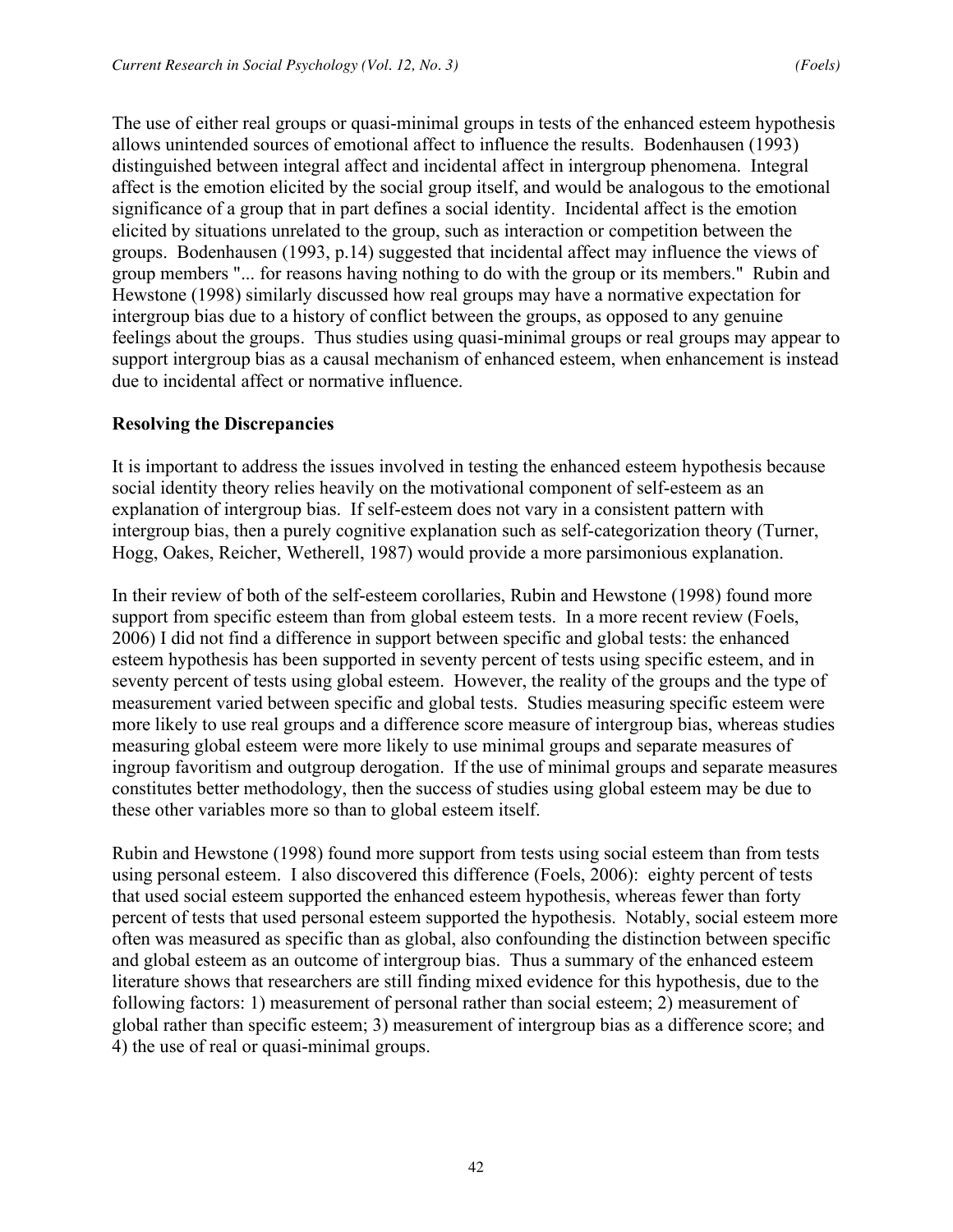The use of either real groups or quasi-minimal groups in tests of the enhanced esteem hypothesis allows unintended sources of emotional affect to influence the results. Bodenhausen (1993) distinguished between integral affect and incidental affect in intergroup phenomena. Integral affect is the emotion elicited by the social group itself, and would be analogous to the emotional significance of a group that in part defines a social identity. Incidental affect is the emotion elicited by situations unrelated to the group, such as interaction or competition between the groups. Bodenhausen (1993, p.14) suggested that incidental affect may influence the views of group members "... for reasons having nothing to do with the group or its members." Rubin and Hewstone (1998) similarly discussed how real groups may have a normative expectation for intergroup bias due to a history of conflict between the groups, as opposed to any genuine feelings about the groups. Thus studies using quasi-minimal groups or real groups may appear to support intergroup bias as a causal mechanism of enhanced esteem, when enhancement is instead due to incidental affect or normative influence.

**Resolving the Discrepancies**

It is important to address the issues involved in testing the enhanced esteem hypothesis because social identity theory relies heavily on the motivational component of self-esteem as an explanation of intergroup bias. If self-esteem does not vary in a consistent pattern with intergroup bias, then a purely cognitive explanation such as self-categorization theory (Turner, Hogg, Oakes, Reicher, Wetherell, 1987) would provide a more parsimonious explanation.

In their review of both of the self-esteem corollaries, Rubin and Hewstone (1998) found more support from specific esteem than from global esteem tests. In a more recent review (Foels, 2006) I did not find a difference in support between specific and global tests: the enhanced esteem hypothesis has been supported in seventy percent of tests using specific esteem, and in seventy percent of tests using global esteem. However, the reality of the groups and the type of measurement varied between specific and global tests. Studies measuring specific esteem were more likely to use real groups and a difference score measure of intergroup bias, whereas studies measuring global esteem were more likely to use minimal groups and separate measures of ingroup favoritism and outgroup derogation. If the use of minimal groups and separate measures constitutes better methodology, then the success of studies using global esteem may be due to these other variables more so than to global esteem itself.

Rubin and Hewstone (1998) found more support from tests using social esteem than from tests using personal esteem. I also discovered this difference (Foels, 2006): eighty percent of tests that used social esteem supported the enhanced esteem hypothesis, whereas fewer than forty percent of tests that used personal esteem supported the hypothesis. Notably, social esteem more often was measured as specific than as global, also confounding the distinction between specific and global esteem as an outcome of intergroup bias. Thus a summary of the enhanced esteem literature shows that researchers are still finding mixed evidence for this hypothesis, due to the following factors: 1) measurement of personal rather than social esteem; 2) measurement of global rather than specific esteem; 3) measurement of intergroup bias as a difference score; and 4) the use of real or quasi-minimal groups.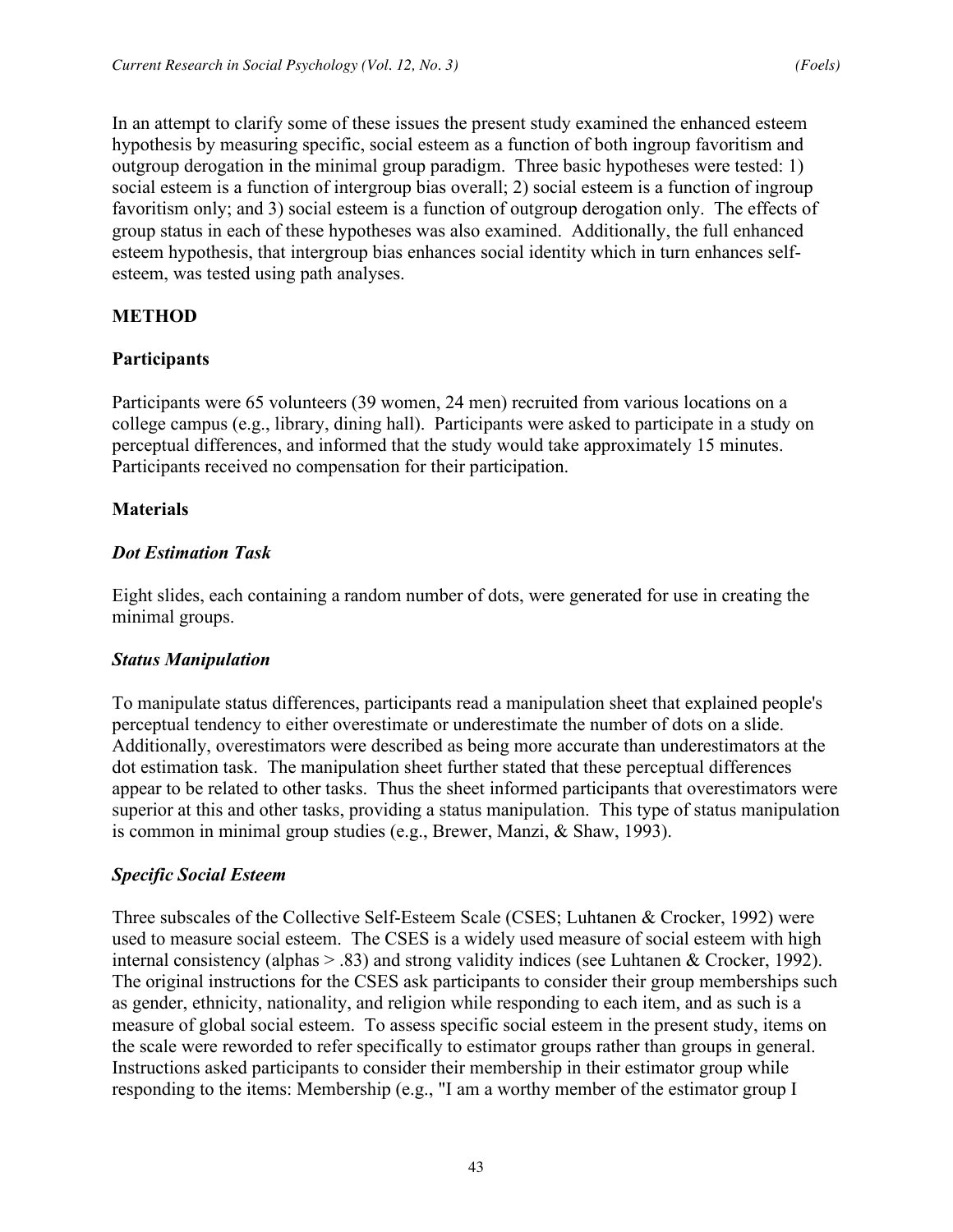In an attempt to clarify some of these issues the present study examined the enhanced esteem hypothesis by measuring specific, social esteem as a function of both ingroup favoritism and outgroup derogation in the minimal group paradigm. Three basic hypotheses were tested: 1) social esteem is a function of intergroup bias overall; 2) social esteem is a function of ingroup favoritism only; and 3) social esteem is a function of outgroup derogation only. The effects of group status in each of these hypotheses was also examined. Additionally, the full enhanced esteem hypothesis, that intergroup bias enhances social identity which in turn enhances self-esteem, was tested using path analyses.

## METHOD

### Participants

Participants were 65 volunteers (39 women, 24 men) recruited from various locations on a college campus (e.g., library, dining hall). Participants were asked to participate in a study on perceptual differences, and informed that the study would take approximately 15 minutes. Participants received no compensation for their participation.

### Materials

#### *Dot Estimation Task*

Eight slides, each containing a random number of dots, were generated for use in creating the minimal groups.

#### *Status Manipulation*

To manipulate status differences, participants read a manipulation sheet that explained people's perceptual tendency to either overestimate or underestimate the number of dots on a slide. Additionally, overestimators were described as being more accurate than underestimators at the dot estimation task. The manipulation sheet further stated that these perceptual differences appear to be related to other tasks. Thus the sheet informed participants that overestimators were superior at this and other tasks, providing a status manipulation. This type of status manipulation is common in minimal group studies (e.g., Brewer, Manzi, & Shaw, 1993).

#### *Specific Social Esteem*

Three subscales of the Collective Self-Esteem Scale (CSES; Luhtanen & Crocker, 1992) were used to measure social esteem. The CSES is a widely used measure of social esteem with high internal consistency (alphas > .83) and strong validity indices (see Luhtanen & Crocker, 1992). The original instructions for the CSES ask participants to consider their group memberships such as gender, ethnicity, nationality, and religion while responding to each item, and as such is a measure of global social esteem. To assess specific social esteem in the present study, items on the scale were reworded to refer specifically to estimator groups rather than groups in general. Instructions asked participants to consider their membership in their estimator group while responding to the items: Membership (e.g., "I am a worthy member of the estimator group I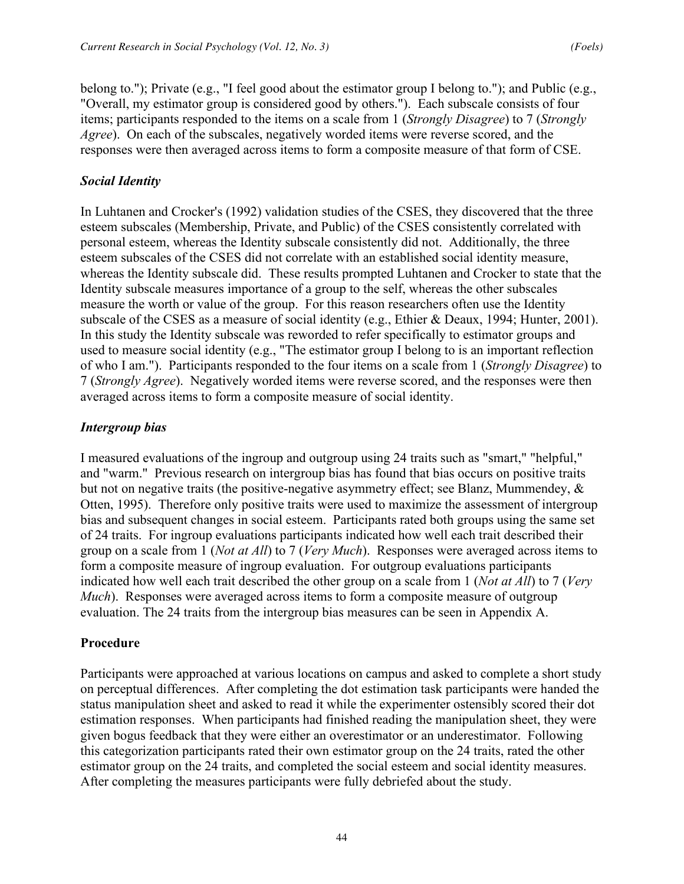belong to."); Private (e.g., "I feel good about the estimator group I belong to."); and Public (e.g., "Overall, my estimator group is considered good by others."). Each subscale consists of four items; participants responded to the items on a scale from 1 (*Strongly Disagree*) to 7 (*Strongly Agree*). On each of the subscales, negatively worded items were reverse scored, and the responses were then averaged across items to form a composite measure of that form of CSE.

### *Social Identity*

In Luhtanen and Crocker's (1992) validation studies of the CSES, they discovered that the three esteem subscales (Membership, Private, and Public) of the CSES consistently correlated with personal esteem, whereas the Identity subscale consistently did not. Additionally, the three esteem subscales of the CSES did not correlate with an established social identity measure, whereas the Identity subscale did. These results prompted Luhtanen and Crocker to state that the Identity subscale measures importance of a group to the self, whereas the other subscales measure the worth or value of the group. For this reason researchers often use the Identity subscale of the CSES as a measure of social identity (e.g., Ethier & Deaux, 1994; Hunter, 2001). In this study the Identity subscale was reworded to refer specifically to estimator groups and used to measure social identity (e.g., "The estimator group I belong to is an important reflection of who I am."). Participants responded to the four items on a scale from 1 (*Strongly Disagree*) to 7 (*Strongly Agree*). Negatively worded items were reverse scored, and the responses were then averaged across items to form a composite measure of social identity.

### *Intergroup bias*

I measured evaluations of the ingroup and outgroup using 24 traits such as "smart," "helpful," and "warm." Previous research on intergroup bias has found that bias occurs on positive traits but not on negative traits (the positive-negative asymmetry effect; see Blanz, Mummendey, & Otten, 1995). Therefore only positive traits were used to maximize the assessment of intergroup bias and subsequent changes in social esteem. Participants rated both groups using the same set of 24 traits. For ingroup evaluations participants indicated how well each trait described their group on a scale from 1 (*Not at All*) to 7 (*Very Much*). Responses were averaged across items to form a composite measure of ingroup evaluation. For outgroup evaluations participants indicated how well each trait described the other group on a scale from 1 (*Not at All*) to 7 (*Very Much*). Responses were averaged across items to form a composite measure of outgroup evaluation. The 24 traits from the intergroup bias measures can be seen in Appendix A.

## **Procedure**

Participants were approached at various locations on campus and asked to complete a short study on perceptual differences. After completing the dot estimation task participants were handed the status manipulation sheet and asked to read it while the experimenter ostensibly scored their dot estimation responses. When participants had finished reading the manipulation sheet, they were given bogus feedback that they were either an overestimator or an underestimator. Following this categorization participants rated their own estimator group on the 24 traits, rated the other estimator group on the 24 traits, and completed the social esteem and social identity measures. After completing the measures participants were fully debriefed about the study.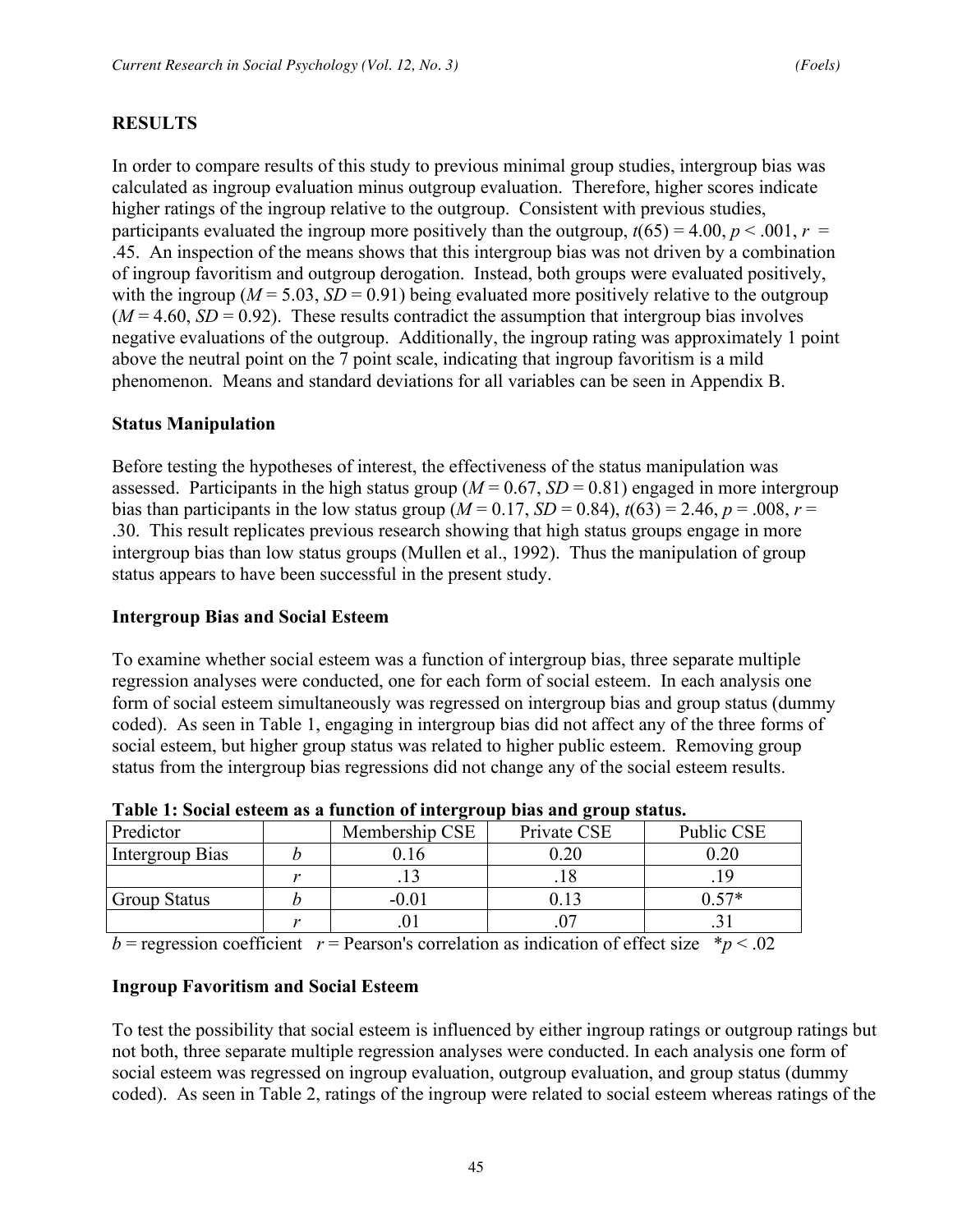## RESULTS

In order to compare results of this study to previous minimal group studies, intergroup bias was calculated as ingroup evaluation minus outgroup evaluation. Therefore, higher scores indicate higher ratings of the ingroup relative to the outgroup. Consistent with previous studies, participants evaluated the ingroup more positively than the outgroup, $t(65) = 4.00$, $p < .001$, $r = .45$. An inspection of the means shows that this intergroup bias was not driven by a combination of ingroup favoritism and outgroup derogation. Instead, both groups were evaluated positively, with the ingroup ($M = 5.03$, $SD = 0.91$) being evaluated more positively relative to the outgroup ($M = 4.60$, $SD = 0.92$). These results contradict the assumption that intergroup bias involves negative evaluations of the outgroup. Additionally, the ingroup rating was approximately 1 point above the neutral point on the 7 point scale, indicating that ingroup favoritism is a mild phenomenon. Means and standard deviations for all variables can be seen in Appendix B.

### Status Manipulation

Before testing the hypotheses of interest, the effectiveness of the status manipulation was assessed. Participants in the high status group ($M = 0.67$, $SD = 0.81$) engaged in more intergroup bias than participants in the low status group ($M = 0.17$, $SD = 0.84$), $t(63) = 2.46$, $p = .008$, $r = .30$. This result replicates previous research showing that high status groups engage in more intergroup bias than low status groups (Mullen et al., 1992). Thus the manipulation of group status appears to have been successful in the present study.

### Intergroup Bias and Social Esteem

To examine whether social esteem was a function of intergroup bias, three separate multiple regression analyses were conducted, one for each form of social esteem. In each analysis one form of social esteem simultaneously was regressed on intergroup bias and group status (dummy coded). As seen in Table 1, engaging in intergroup bias did not affect any of the three forms of social esteem, but higher group status was related to higher public esteem. Removing group status from the intergroup bias regressions did not change any of the social esteem results.

**Table 1: Social esteem as a function of intergroup bias and group status.**

| Predictor | | Membership CSE | Private CSE | Public CSE |
|---|---|---|---|---|
| Intergroup Bias | $b$ | 0.16 | 0.20 | 0.20 |
| | $r$ | .13 | .18 | .19 |
| Group Status | $b$ | -0.01 | 0.13 | 0.57* |
| | $r$ | .01 | .07 | .31 |

$b$ = regression coefficient $r$ = Pearson's correlation as indication of effect size *$p < .02$

### Ingroup Favoritism and Social Esteem

To test the possibility that social esteem is influenced by either ingroup ratings or outgroup ratings but not both, three separate multiple regression analyses were conducted. In each analysis one form of social esteem was regressed on ingroup evaluation, outgroup evaluation, and group status (dummy coded). As seen in Table 2, ratings of the ingroup were related to social esteem whereas ratings of the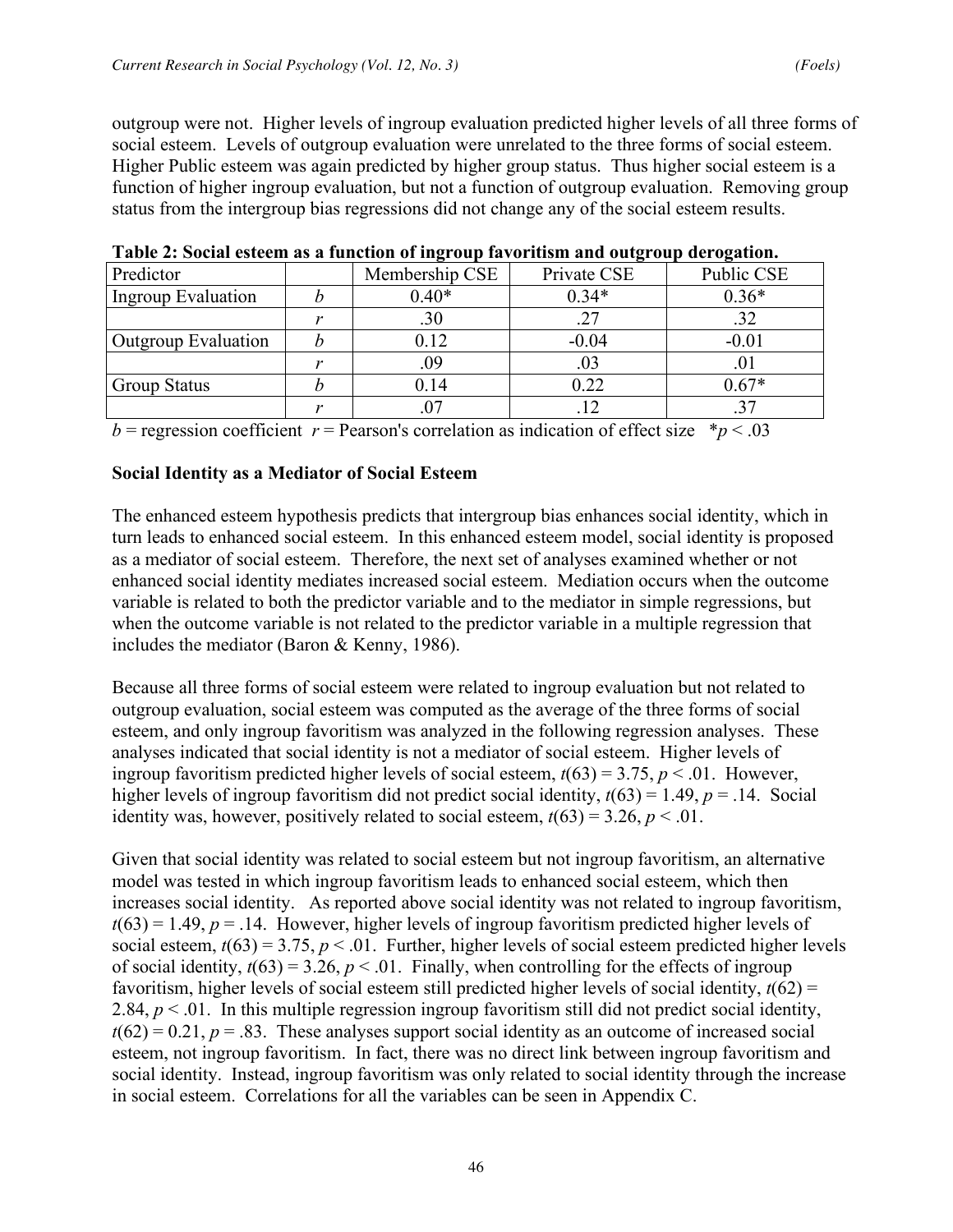outgroup were not. Higher levels of ingroup evaluation predicted higher levels of all three forms of social esteem. Levels of outgroup evaluation were unrelated to the three forms of social esteem. Higher Public esteem was again predicted by higher group status. Thus higher social esteem is a function of higher ingroup evaluation, but not a function of outgroup evaluation. Removing group status from the intergroup bias regressions did not change any of the social esteem results.

**Table 2: Social esteem as a function of ingroup favoritism and outgroup derogation.**

| Predictor | | Membership CSE | Private CSE | Public CSE |
|---|---|---|---|---|
| Ingroup Evaluation | $b$ | 0.40* | 0.34* | 0.36* |
| | $r$ | .30 | .27 | .32 |
| Outgroup Evaluation | $b$ | 0.12 | -0.04 | -0.01 |
| | $r$ | .09 | .03 | .01 |
| Group Status | $b$ | 0.14 | 0.22 | 0.67* |
| | $r$ | .07 | .12 | .37 |

$b$ = regression coefficient $r$ = Pearson's correlation as indication of effect size $*p < .03$

**Social Identity as a Mediator of Social Esteem**

The enhanced esteem hypothesis predicts that intergroup bias enhances social identity, which in turn leads to enhanced social esteem. In this enhanced esteem model, social identity is proposed as a mediator of social esteem. Therefore, the next set of analyses examined whether or not enhanced social identity mediates increased social esteem. Mediation occurs when the outcome variable is related to both the predictor variable and to the mediator in simple regressions, but when the outcome variable is not related to the predictor variable in a multiple regression that includes the mediator (Baron & Kenny, 1986).

Because all three forms of social esteem were related to ingroup evaluation but not related to outgroup evaluation, social esteem was computed as the average of the three forms of social esteem, and only ingroup favoritism was analyzed in the following regression analyses. These analyses indicated that social identity is not a mediator of social esteem. Higher levels of ingroup favoritism predicted higher levels of social esteem, $t(63) = 3.75$, $p < .01$. However, higher levels of ingroup favoritism did not predict social identity, $t(63) = 1.49$, $p = .14$. Social identity was, however, positively related to social esteem, $t(63) = 3.26$, $p < .01$.

Given that social identity was related to social esteem but not ingroup favoritism, an alternative model was tested in which ingroup favoritism leads to enhanced social esteem, which then increases social identity. As reported above social identity was not related to ingroup favoritism, $t(63) = 1.49$, $p = .14$. However, higher levels of ingroup favoritism predicted higher levels of social esteem, $t(63) = 3.75$, $p < .01$. Further, higher levels of social esteem predicted higher levels of social identity, $t(63) = 3.26$, $p < .01$. Finally, when controlling for the effects of ingroup favoritism, higher levels of social esteem still predicted higher levels of social identity, $t(62) = 2.84$, $p < .01$. In this multiple regression ingroup favoritism still did not predict social identity, $t(62) = 0.21$, $p = .83$. These analyses support social identity as an outcome of increased social esteem, not ingroup favoritism. In fact, there was no direct link between ingroup favoritism and social identity. Instead, ingroup favoritism was only related to social identity through the increase in social esteem. Correlations for all the variables can be seen in Appendix C.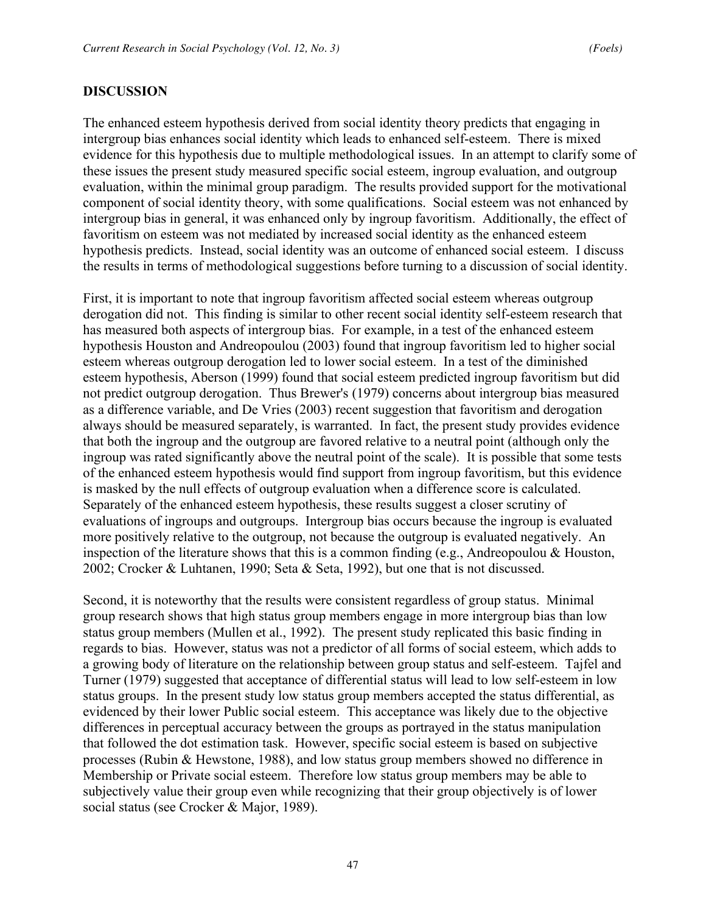## DISCUSSION

The enhanced esteem hypothesis derived from social identity theory predicts that engaging in intergroup bias enhances social identity which leads to enhanced self-esteem. There is mixed evidence for this hypothesis due to multiple methodological issues. In an attempt to clarify some of these issues the present study measured specific social esteem, ingroup evaluation, and outgroup evaluation, within the minimal group paradigm. The results provided support for the motivational component of social identity theory, with some qualifications. Social esteem was not enhanced by intergroup bias in general, it was enhanced only by ingroup favoritism. Additionally, the effect of favoritism on esteem was not mediated by increased social identity as the enhanced esteem hypothesis predicts. Instead, social identity was an outcome of enhanced social esteem. I discuss the results in terms of methodological suggestions before turning to a discussion of social identity.

First, it is important to note that ingroup favoritism affected social esteem whereas outgroup derogation did not. This finding is similar to other recent social identity self-esteem research that has measured both aspects of intergroup bias. For example, in a test of the enhanced esteem hypothesis Houston and Andreopoulou (2003) found that ingroup favoritism led to higher social esteem whereas outgroup derogation led to lower social esteem. In a test of the diminished esteem hypothesis, Aberson (1999) found that social esteem predicted ingroup favoritism but did not predict outgroup derogation. Thus Brewer's (1979) concerns about intergroup bias measured as a difference variable, and De Vries (2003) recent suggestion that favoritism and derogation always should be measured separately, is warranted. In fact, the present study provides evidence that both the ingroup and the outgroup are favored relative to a neutral point (although only the ingroup was rated significantly above the neutral point of the scale). It is possible that some tests of the enhanced esteem hypothesis would find support from ingroup favoritism, but this evidence is masked by the null effects of outgroup evaluation when a difference score is calculated. Separately of the enhanced esteem hypothesis, these results suggest a closer scrutiny of evaluations of ingroups and outgroups. Intergroup bias occurs because the ingroup is evaluated more positively relative to the outgroup, not because the outgroup is evaluated negatively. An inspection of the literature shows that this is a common finding (e.g., Andreopoulou & Houston, 2002; Crocker & Luhtanen, 1990; Seta & Seta, 1992), but one that is not discussed.

Second, it is noteworthy that the results were consistent regardless of group status. Minimal group research shows that high status group members engage in more intergroup bias than low status group members (Mullen et al., 1992). The present study replicated this basic finding in regards to bias. However, status was not a predictor of all forms of social esteem, which adds to a growing body of literature on the relationship between group status and self-esteem. Tajfel and Turner (1979) suggested that acceptance of differential status will lead to low self-esteem in low status groups. In the present study low status group members accepted the status differential, as evidenced by their lower Public social esteem. This acceptance was likely due to the objective differences in perceptual accuracy between the groups as portrayed in the status manipulation that followed the dot estimation task. However, specific social esteem is based on subjective processes (Rubin & Hewstone, 1988), and low status group members showed no difference in Membership or Private social esteem. Therefore low status group members may be able to subjectively value their group even while recognizing that their group objectively is of lower social status (see Crocker & Major, 1989).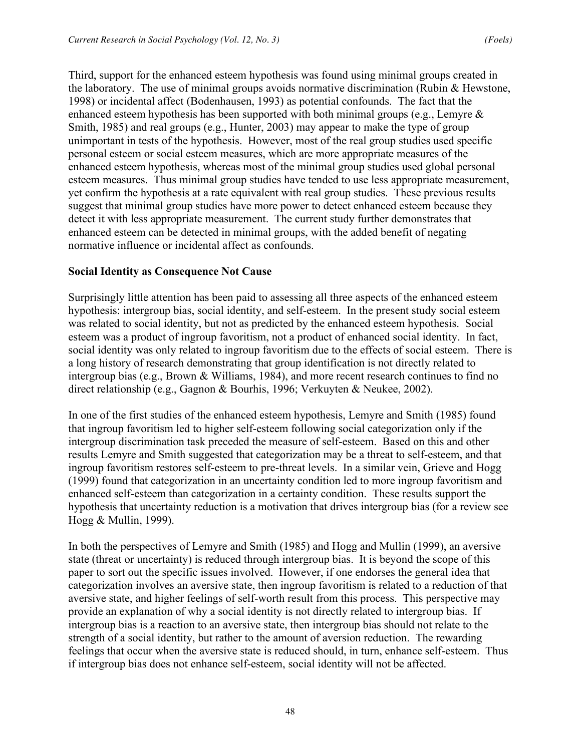Third, support for the enhanced esteem hypothesis was found using minimal groups created in the laboratory. The use of minimal groups avoids normative discrimination (Rubin & Hewstone, 1998) or incidental affect (Bodenhausen, 1993) as potential confounds. The fact that the enhanced esteem hypothesis has been supported with both minimal groups (e.g., Lemyre & Smith, 1985) and real groups (e.g., Hunter, 2003) may appear to make the type of group unimportant in tests of the hypothesis. However, most of the real group studies used specific personal esteem or social esteem measures, which are more appropriate measures of the enhanced esteem hypothesis, whereas most of the minimal group studies used global personal esteem measures. Thus minimal group studies have tended to use less appropriate measurement, yet confirm the hypothesis at a rate equivalent with real group studies. These previous results suggest that minimal group studies have more power to detect enhanced esteem because they detect it with less appropriate measurement. The current study further demonstrates that enhanced esteem can be detected in minimal groups, with the added benefit of negating normative influence or incidental affect as confounds.

**Social Identity as Consequence Not Cause**

Surprisingly little attention has been paid to assessing all three aspects of the enhanced esteem hypothesis: intergroup bias, social identity, and self-esteem. In the present study social esteem was related to social identity, but not as predicted by the enhanced esteem hypothesis. Social esteem was a product of ingroup favoritism, not a product of enhanced social identity. In fact, social identity was only related to ingroup favoritism due to the effects of social esteem. There is a long history of research demonstrating that group identification is not directly related to intergroup bias (e.g., Brown & Williams, 1984), and more recent research continues to find no direct relationship (e.g., Gagnon & Bourhis, 1996; Verkuyten & Neukee, 2002).

In one of the first studies of the enhanced esteem hypothesis, Lemyre and Smith (1985) found that ingroup favoritism led to higher self-esteem following social categorization only if the intergroup discrimination task preceded the measure of self-esteem. Based on this and other results Lemyre and Smith suggested that categorization may be a threat to self-esteem, and that ingroup favoritism restores self-esteem to pre-threat levels. In a similar vein, Grieve and Hogg (1999) found that categorization in an uncertainty condition led to more ingroup favoritism and enhanced self-esteem than categorization in a certainty condition. These results support the hypothesis that uncertainty reduction is a motivation that drives intergroup bias (for a review see Hogg & Mullin, 1999).

In both the perspectives of Lemyre and Smith (1985) and Hogg and Mullin (1999), an aversive state (threat or uncertainty) is reduced through intergroup bias. It is beyond the scope of this paper to sort out the specific issues involved. However, if one endorses the general idea that categorization involves an aversive state, then ingroup favoritism is related to a reduction of that aversive state, and higher feelings of self-worth result from this process. This perspective may provide an explanation of why a social identity is not directly related to intergroup bias. If intergroup bias is a reaction to an aversive state, then intergroup bias should not relate to the strength of a social identity, but rather to the amount of aversion reduction. The rewarding feelings that occur when the aversive state is reduced should, in turn, enhance self-esteem. Thus if intergroup bias does not enhance self-esteem, social identity will not be affected.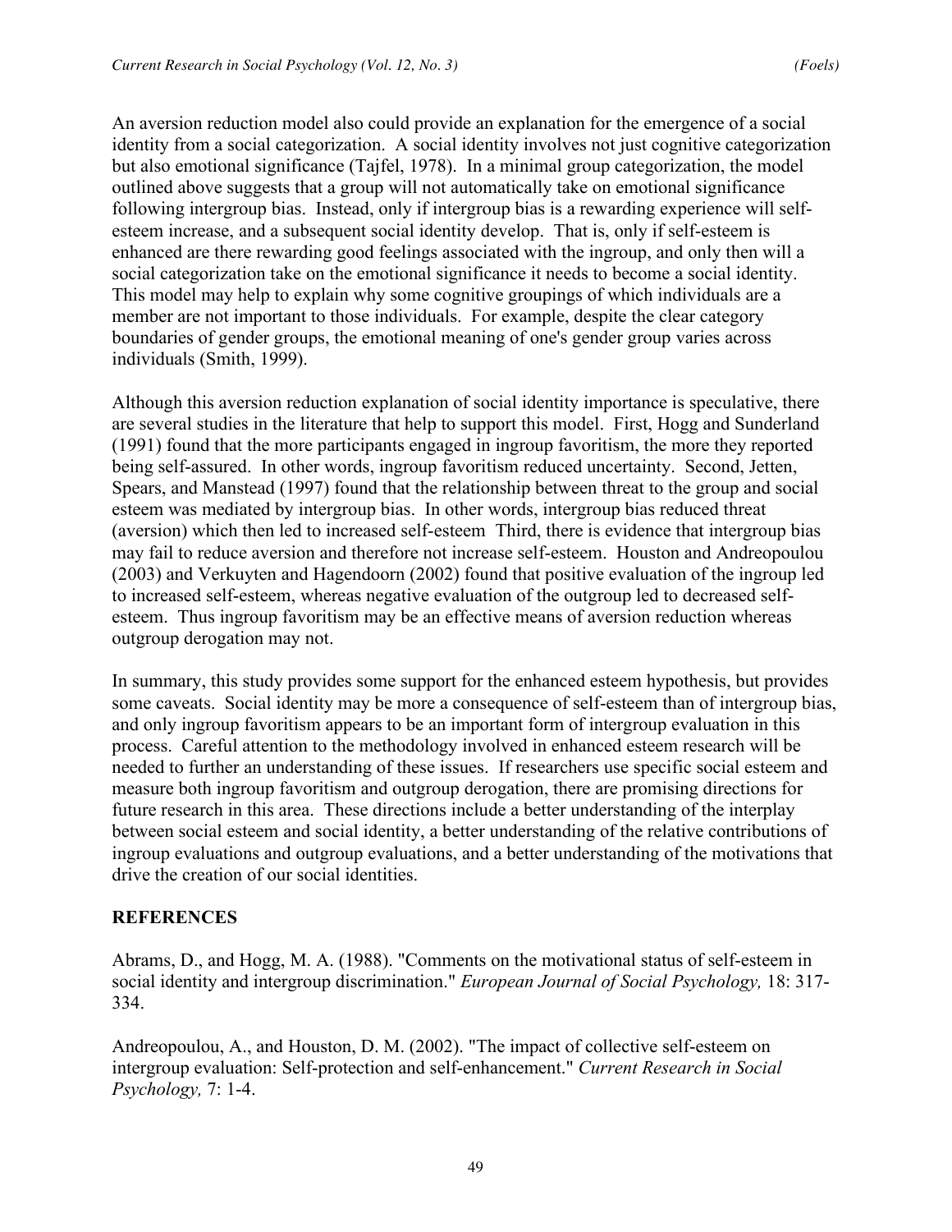An aversion reduction model also could provide an explanation for the emergence of a social identity from a social categorization. A social identity involves not just cognitive categorization but also emotional significance (Tajfel, 1978). In a minimal group categorization, the model outlined above suggests that a group will not automatically take on emotional significance following intergroup bias. Instead, only if intergroup bias is a rewarding experience will self-esteem increase, and a subsequent social identity develop. That is, only if self-esteem is enhanced are there rewarding good feelings associated with the ingroup, and only then will a social categorization take on the emotional significance it needs to become a social identity. This model may help to explain why some cognitive groupings of which individuals are a member are not important to those individuals. For example, despite the clear category boundaries of gender groups, the emotional meaning of one's gender group varies across individuals (Smith, 1999).

Although this aversion reduction explanation of social identity importance is speculative, there are several studies in the literature that help to support this model. First, Hogg and Sunderland (1991) found that the more participants engaged in ingroup favoritism, the more they reported being self-assured. In other words, ingroup favoritism reduced uncertainty. Second, Jetten, Spears, and Manstead (1997) found that the relationship between threat to the group and social esteem was mediated by intergroup bias. In other words, intergroup bias reduced threat (aversion) which then led to increased self-esteem Third, there is evidence that intergroup bias may fail to reduce aversion and therefore not increase self-esteem. Houston and Andreopoulou (2003) and Verkuyten and Hagendoorn (2002) found that positive evaluation of the ingroup led to increased self-esteem, whereas negative evaluation of the outgroup led to decreased self-esteem. Thus ingroup favoritism may be an effective means of aversion reduction whereas outgroup derogation may not.

In summary, this study provides some support for the enhanced esteem hypothesis, but provides some caveats. Social identity may be more a consequence of self-esteem than of intergroup bias, and only ingroup favoritism appears to be an important form of intergroup evaluation in this process. Careful attention to the methodology involved in enhanced esteem research will be needed to further an understanding of these issues. If researchers use specific social esteem and measure both ingroup favoritism and outgroup derogation, there are promising directions for future research in this area. These directions include a better understanding of the interplay between social esteem and social identity, a better understanding of the relative contributions of ingroup evaluations and outgroup evaluations, and a better understanding of the motivations that drive the creation of our social identities.

## REFERENCES

Abrams, D., and Hogg, M. A. (1988). "Comments on the motivational status of self-esteem in social identity and intergroup discrimination." *European Journal of Social Psychology,* 18: 317-334.

Andreopoulou, A., and Houston, D. M. (2002). "The impact of collective self-esteem on intergroup evaluation: Self-protection and self-enhancement." *Current Research in Social Psychology,* 7: 1-4.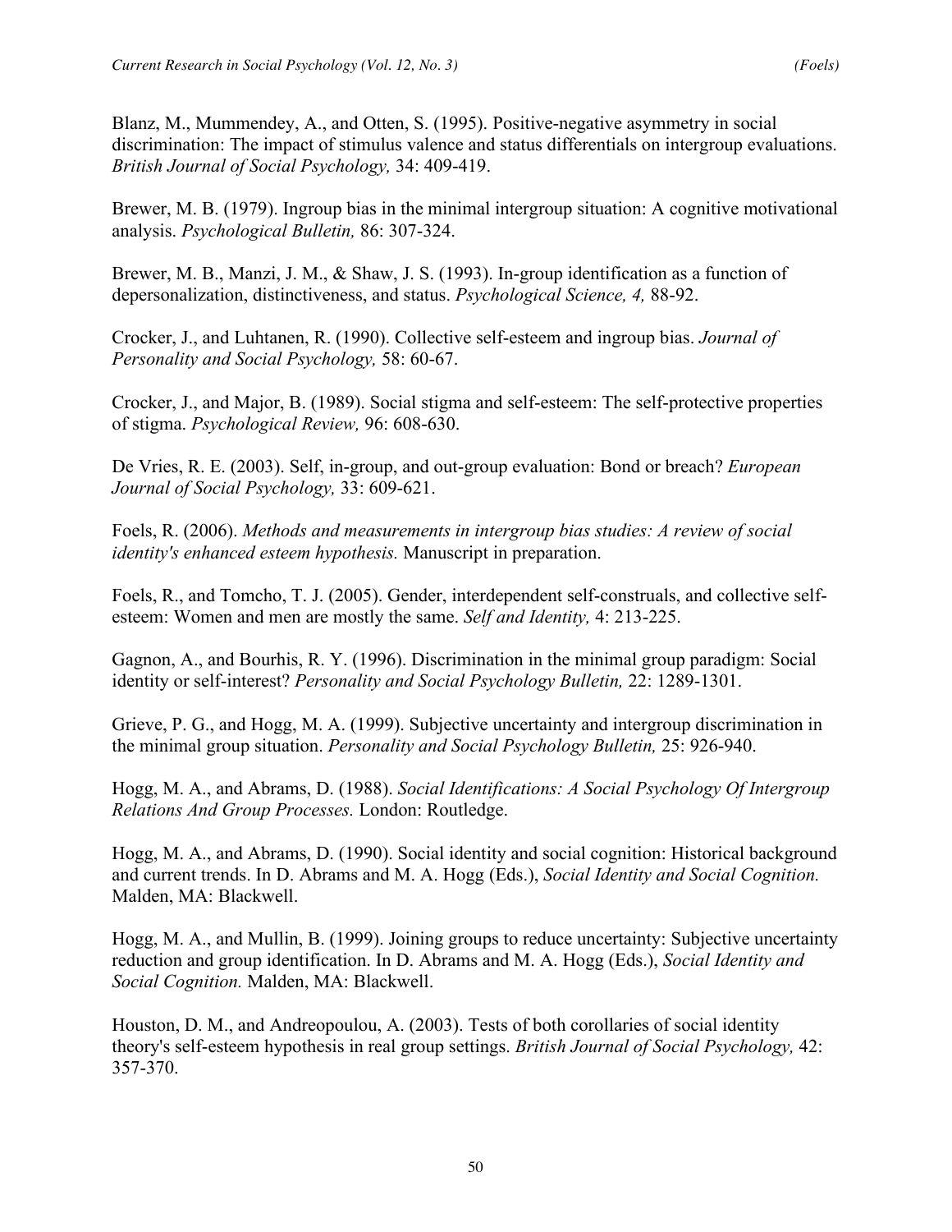Blanz, M., Mummendey, A., and Otten, S. (1995). Positive-negative asymmetry in social discrimination: The impact of stimulus valence and status differentials on intergroup evaluations. *British Journal of Social Psychology,* 34: 409-419.

Brewer, M. B. (1979). Ingroup bias in the minimal intergroup situation: A cognitive motivational analysis. *Psychological Bulletin,* 86: 307-324.

Brewer, M. B., Manzi, J. M., & Shaw, J. S. (1993). In-group identification as a function of depersonalization, distinctiveness, and status. *Psychological Science, 4,* 88-92.

Crocker, J., and Luhtanen, R. (1990). Collective self-esteem and ingroup bias. *Journal of Personality and Social Psychology,* 58: 60-67.

Crocker, J., and Major, B. (1989). Social stigma and self-esteem: The self-protective properties of stigma. *Psychological Review,* 96: 608-630.

De Vries, R. E. (2003). Self, in-group, and out-group evaluation: Bond or breach? *European Journal of Social Psychology,* 33: 609-621.

Foels, R. (2006). *Methods and measurements in intergroup bias studies: A review of social identity's enhanced esteem hypothesis.* Manuscript in preparation.

Foels, R., and Tomcho, T. J. (2005). Gender, interdependent self-construals, and collective self-esteem: Women and men are mostly the same. *Self and Identity,* 4: 213-225.

Gagnon, A., and Bourhis, R. Y. (1996). Discrimination in the minimal group paradigm: Social identity or self-interest? *Personality and Social Psychology Bulletin,* 22: 1289-1301.

Grieve, P. G., and Hogg, M. A. (1999). Subjective uncertainty and intergroup discrimination in the minimal group situation. *Personality and Social Psychology Bulletin,* 25: 926-940.

Hogg, M. A., and Abrams, D. (1988). *Social Identifications: A Social Psychology Of Intergroup Relations And Group Processes.* London: Routledge.

Hogg, M. A., and Abrams, D. (1990). Social identity and social cognition: Historical background and current trends. In D. Abrams and M. A. Hogg (Eds.), *Social Identity and Social Cognition.* Malden, MA: Blackwell.

Hogg, M. A., and Mullin, B. (1999). Joining groups to reduce uncertainty: Subjective uncertainty reduction and group identification. In D. Abrams and M. A. Hogg (Eds.), *Social Identity and Social Cognition.* Malden, MA: Blackwell.

Houston, D. M., and Andreopoulou, A. (2003). Tests of both corollaries of social identity theory's self-esteem hypothesis in real group settings. *British Journal of Social Psychology,* 42: 357-370.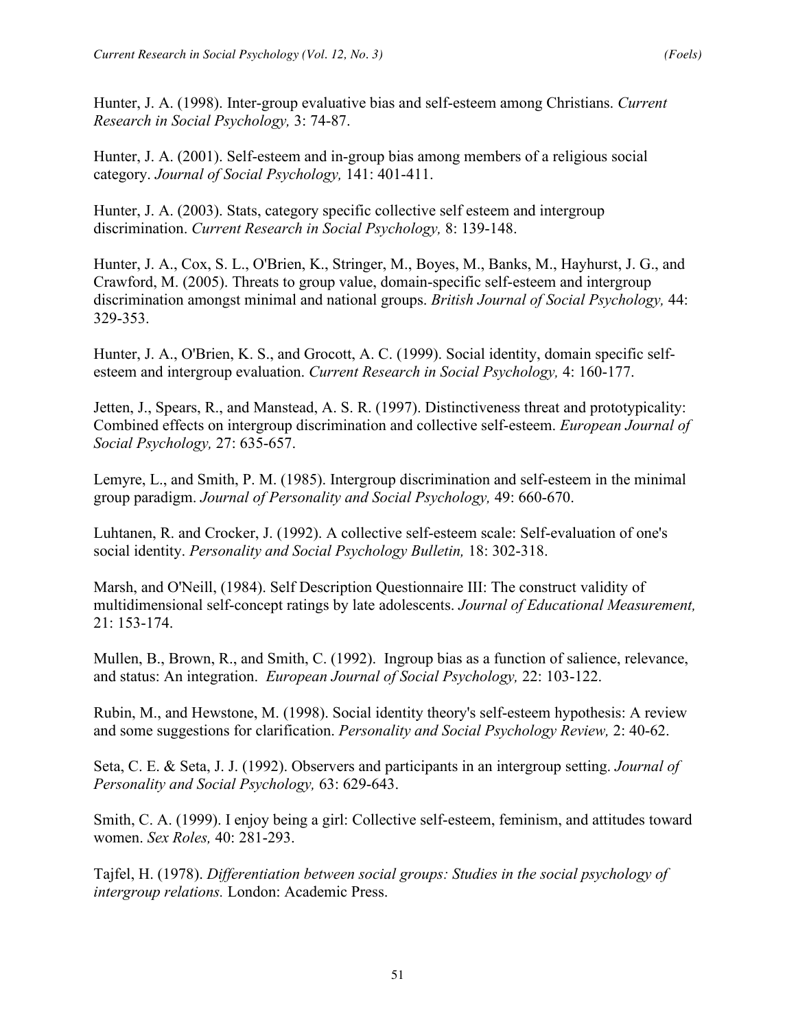Hunter, J. A. (1998). Inter-group evaluative bias and self-esteem among Christians. *Current Research in Social Psychology,* 3: 74-87.

Hunter, J. A. (2001). Self-esteem and in-group bias among members of a religious social category. *Journal of Social Psychology,* 141: 401-411.

Hunter, J. A. (2003). Stats, category specific collective self esteem and intergroup discrimination. *Current Research in Social Psychology,* 8: 139-148.

Hunter, J. A., Cox, S. L., O'Brien, K., Stringer, M., Boyes, M., Banks, M., Hayhurst, J. G., and Crawford, M. (2005). Threats to group value, domain-specific self-esteem and intergroup discrimination amongst minimal and national groups. *British Journal of Social Psychology,* 44: 329-353.

Hunter, J. A., O'Brien, K. S., and Grocott, A. C. (1999). Social identity, domain specific self-esteem and intergroup evaluation. *Current Research in Social Psychology,* 4: 160-177.

Jetten, J., Spears, R., and Manstead, A. S. R. (1997). Distinctiveness threat and prototypicality: Combined effects on intergroup discrimination and collective self-esteem. *European Journal of Social Psychology,* 27: 635-657.

Lemyre, L., and Smith, P. M. (1985). Intergroup discrimination and self-esteem in the minimal group paradigm. *Journal of Personality and Social Psychology,* 49: 660-670.

Luhtanen, R. and Crocker, J. (1992). A collective self-esteem scale: Self-evaluation of one's social identity. *Personality and Social Psychology Bulletin,* 18: 302-318.

Marsh, and O'Neill, (1984). Self Description Questionnaire III: The construct validity of multidimensional self-concept ratings by late adolescents. *Journal of Educational Measurement,* 21: 153-174.

Mullen, B., Brown, R., and Smith, C. (1992). Ingroup bias as a function of salience, relevance, and status: An integration. *European Journal of Social Psychology,* 22: 103-122.

Rubin, M., and Hewstone, M. (1998). Social identity theory's self-esteem hypothesis: A review and some suggestions for clarification. *Personality and Social Psychology Review,* 2: 40-62.

Seta, C. E. & Seta, J. J. (1992). Observers and participants in an intergroup setting. *Journal of Personality and Social Psychology,* 63: 629-643.

Smith, C. A. (1999). I enjoy being a girl: Collective self-esteem, feminism, and attitudes toward women. *Sex Roles,* 40: 281-293.

Tajfel, H. (1978). *Differentiation between social groups: Studies in the social psychology of intergroup relations.* London: Academic Press.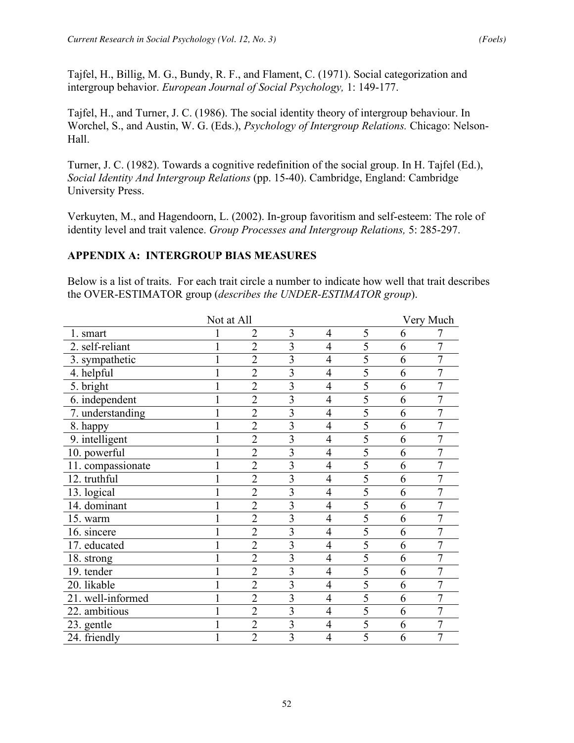Tajfel, H., Billig, M. G., Bundy, R. F., and Flament, C. (1971). Social categorization and intergroup behavior. *European Journal of Social Psychology,* 1: 149-177.

Tajfel, H., and Turner, J. C. (1986). The social identity theory of intergroup behaviour. In Worchel, S., and Austin, W. G. (Eds.), *Psychology of Intergroup Relations.* Chicago: Nelson-Hall.

Turner, J. C. (1982). Towards a cognitive redefinition of the social group. In H. Tajfel (Ed.), *Social Identity And Intergroup Relations* (pp. 15-40). Cambridge, England: Cambridge University Press.

Verkuyten, M., and Hagendoorn, L. (2002). In-group favoritism and self-esteem: The role of identity level and trait valence. *Group Processes and Intergroup Relations,* 5: 285-297.

## APPENDIX A: INTERGROUP BIAS MEASURES

Below is a list of traits. For each trait circle a number to indicate how well that trait describes the OVER-ESTIMATOR group (*describes the UNDER-ESTIMATOR group*).

| | Not at All | | | | | | Very Much |
|---|---|---|---|---|---|---|---|
| 1. smart | 1 | 2 | 3 | 4 | 5 | 6 | 7 |
| 2. self-reliant | 1 | 2 | 3 | 4 | 5 | 6 | 7 |
| 3. sympathetic | 1 | 2 | 3 | 4 | 5 | 6 | 7 |
| 4. helpful | 1 | 2 | 3 | 4 | 5 | 6 | 7 |
| 5. bright | 1 | 2 | 3 | 4 | 5 | 6 | 7 |
| 6. independent | 1 | 2 | 3 | 4 | 5 | 6 | 7 |
| 7. understanding | 1 | 2 | 3 | 4 | 5 | 6 | 7 |
| 8. happy | 1 | 2 | 3 | 4 | 5 | 6 | 7 |
| 9. intelligent | 1 | 2 | 3 | 4 | 5 | 6 | 7 |
| 10. powerful | 1 | 2 | 3 | 4 | 5 | 6 | 7 |
| 11. compassionate | 1 | 2 | 3 | 4 | 5 | 6 | 7 |
| 12. truthful | 1 | 2 | 3 | 4 | 5 | 6 | 7 |
| 13. logical | 1 | 2 | 3 | 4 | 5 | 6 | 7 |
| 14. dominant | 1 | 2 | 3 | 4 | 5 | 6 | 7 |
| 15. warm | 1 | 2 | 3 | 4 | 5 | 6 | 7 |
| 16. sincere | 1 | 2 | 3 | 4 | 5 | 6 | 7 |
| 17. educated | 1 | 2 | 3 | 4 | 5 | 6 | 7 |
| 18. strong | 1 | 2 | 3 | 4 | 5 | 6 | 7 |
| 19. tender | 1 | 2 | 3 | 4 | 5 | 6 | 7 |
| 20. likable | 1 | 2 | 3 | 4 | 5 | 6 | 7 |
| 21. well-informed | 1 | 2 | 3 | 4 | 5 | 6 | 7 |
| 22. ambitious | 1 | 2 | 3 | 4 | 5 | 6 | 7 |
| 23. gentle | 1 | 2 | 3 | 4 | 5 | 6 | 7 |
| 24. friendly | 1 | 2 | 3 | 4 | 5 | 6 | 7 |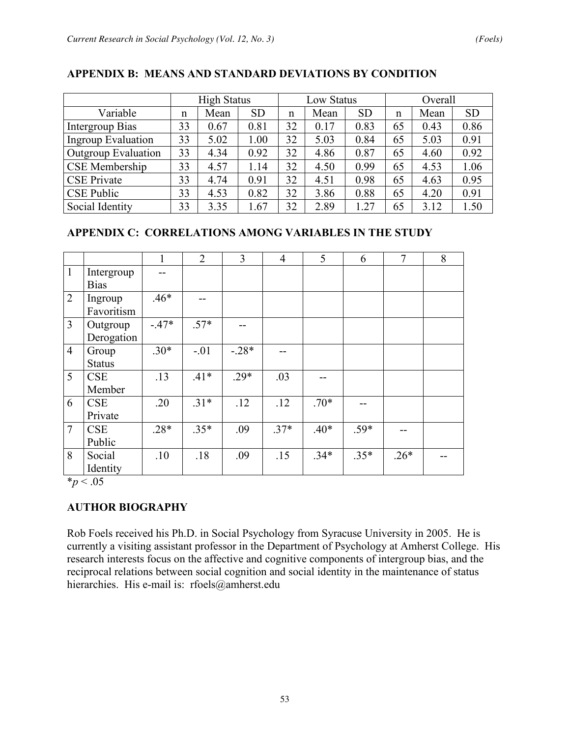## APPENDIX B: MEANS AND STANDARD DEVIATIONS BY CONDITION

| | High Status | | | Low Status | | | Overall | | |
|---|---|---|---|---|---|---|---|---|---|
| Variable | n | Mean | SD | n | Mean | SD | n | Mean | SD |
| Intergroup Bias | 33 | 0.67 | 0.81 | 32 | 0.17 | 0.83 | 65 | 0.43 | 0.86 |
| Ingroup Evaluation | 33 | 5.02 | 1.00 | 32 | 5.03 | 0.84 | 65 | 5.03 | 0.91 |
| Outgroup Evaluation | 33 | 4.34 | 0.92 | 32 | 4.86 | 0.87 | 65 | 4.60 | 0.92 |
| CSE Membership | 33 | 4.57 | 1.14 | 32 | 4.50 | 0.99 | 65 | 4.53 | 1.06 |
| CSE Private | 33 | 4.74 | 0.91 | 32 | 4.51 | 0.98 | 65 | 4.63 | 0.95 |
| CSE Public | 33 | 4.53 | 0.82 | 32 | 3.86 | 0.88 | 65 | 4.20 | 0.91 |
| Social Identity | 33 | 3.35 | 1.67 | 32 | 2.89 | 1.27 | 65 | 3.12 | 1.50 |

## APPENDIX C: CORRELATIONS AMONG VARIABLES IN THE STUDY

| | | 1 | 2 | 3 | 4 | 5 | 6 | 7 | 8 |
|---|---|---|---|---|---|---|---|---|---|
| 1 | Intergroup Bias | -- | | | | | | | |
| 2 | Ingroup Favoritism | .46* | -- | | | | | | |
| 3 | Outgroup Derogation | -.47* | .57* | -- | | | | | |
| 4 | Group Status | .30* | -.01 | -.28* | -- | | | | |
| 5 | CSE Member | .13 | .41* | .29* | .03 | -- | | | |
| 6 | CSE Private | .20 | .31* | .12 | .12 | .70* | -- | | |
| 7 | CSE Public | .28* | .35* | .09 | .37* | .40* | .59* | -- | |
| 8 | Social Identity | .10 | .18 | .09 | .15 | .34* | .35* | .26* | -- |

*$p < .05$

## AUTHOR BIOGRAPHY

Rob Foels received his Ph.D. in Social Psychology from Syracuse University in 2005. He is currently a visiting assistant professor in the Department of Psychology at Amherst College. His research interests focus on the affective and cognitive components of intergroup bias, and the reciprocal relations between social cognition and social identity in the maintenance of status hierarchies. His e-mail is: rfoels@amherst.edu